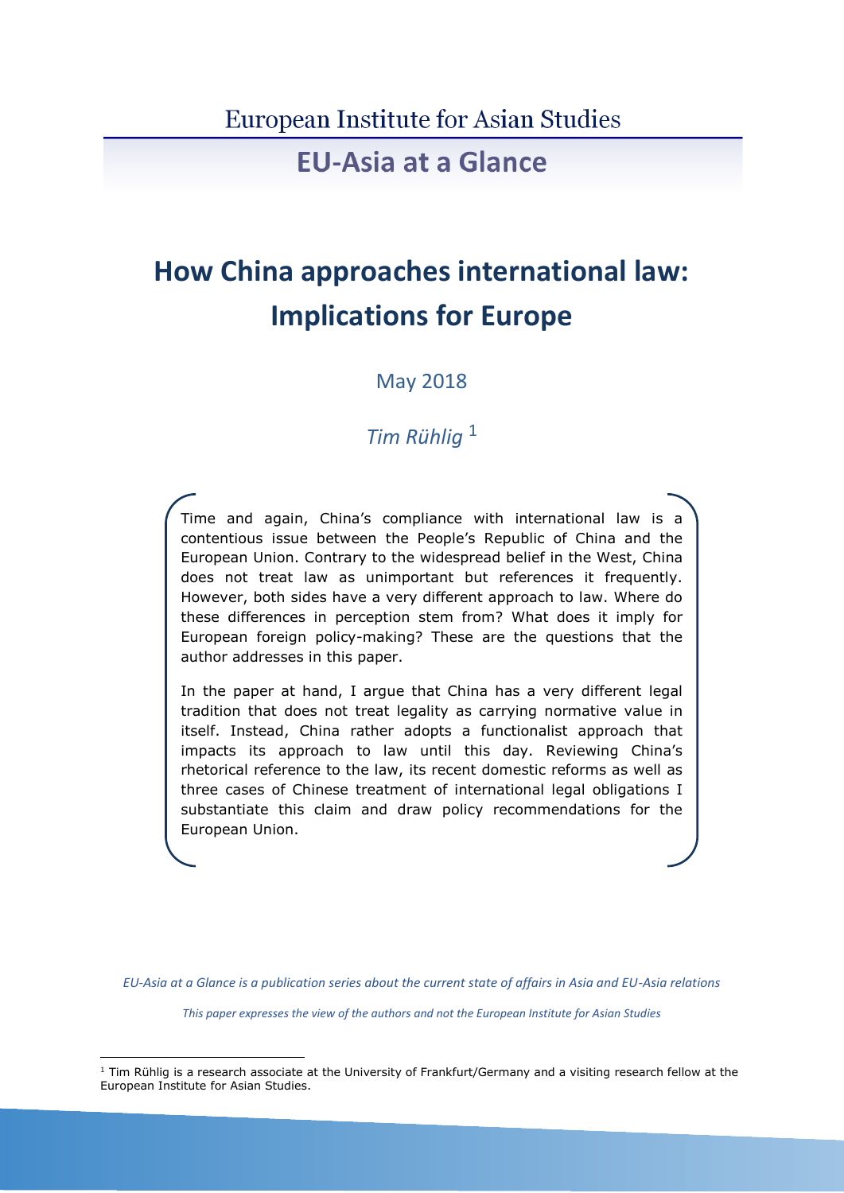European Institute for Asian Studies

## EU-Asia at a Glance

# How China approaches international law: Implications for Europe

May 2018

*Tim Rühlig* [1]

Time and again, China's compliance with international law is a contentious issue between the People's Republic of China and the European Union. Contrary to the widespread belief in the West, China does not treat law as unimportant but references it frequently. However, both sides have a very different approach to law. Where do these differences in perception stem from? What does it imply for European foreign policy-making? These are the questions that the author addresses in this paper.

In the paper at hand, I argue that China has a very different legal tradition that does not treat legality as carrying normative value in itself. Instead, China rather adopts a functionalist approach that impacts its approach to law until this day. Reviewing China's rhetorical reference to the law, its recent domestic reforms as well as three cases of Chinese treatment of international legal obligations I substantiate this claim and draw policy recommendations for the European Union.

*EU-Asia at a Glance is a publication series about the current state of affairs in Asia and EU-Asia relations*

*This paper expresses the view of the authors and not the European Institute for Asian Studies*

[1] Tim Rühlig is a research associate at the University of Frankfurt/Germany and a visiting research fellow at the European Institute for Asian Studies.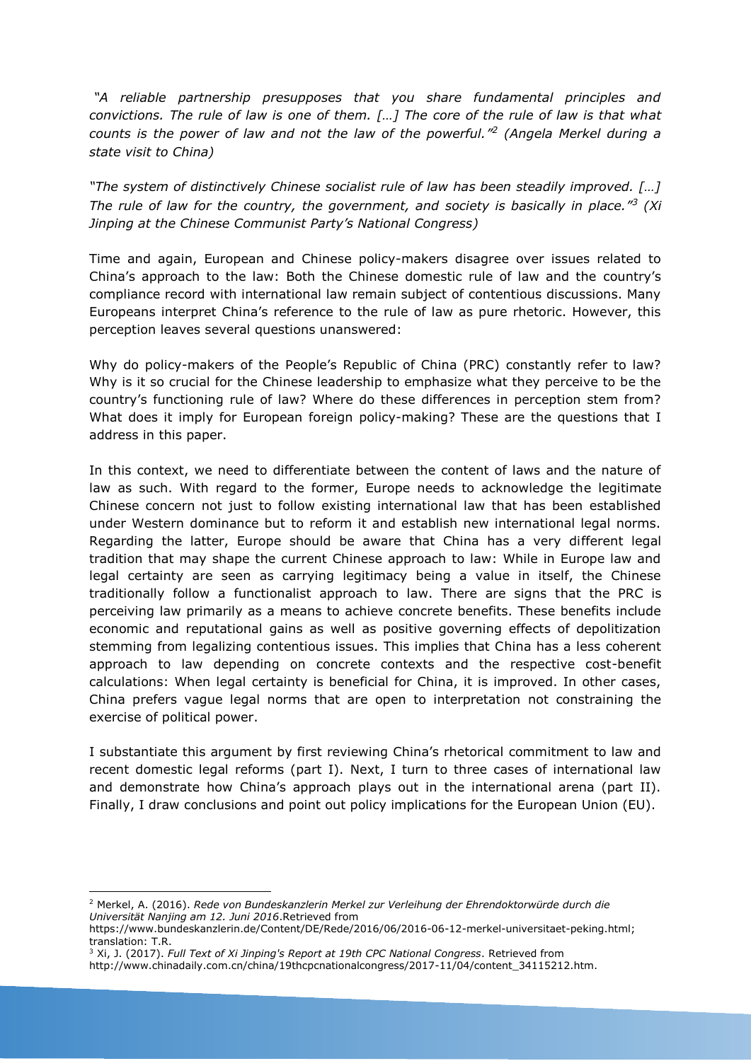*"A reliable partnership presupposes that you share fundamental principles and convictions. The rule of law is one of them. […] The core of the rule of law is that what counts is the power of law and not the law of the powerful."[2] (Angela Merkel during a state visit to China)*

*"The system of distinctively Chinese socialist rule of law has been steadily improved. […] The rule of law for the country, the government, and society is basically in place."[3] (Xi Jinping at the Chinese Communist Party's National Congress)*

Time and again, European and Chinese policy-makers disagree over issues related to China's approach to the law: Both the Chinese domestic rule of law and the country's compliance record with international law remain subject of contentious discussions. Many Europeans interpret China's reference to the rule of law as pure rhetoric. However, this perception leaves several questions unanswered:

Why do policy-makers of the People's Republic of China (PRC) constantly refer to law? Why is it so crucial for the Chinese leadership to emphasize what they perceive to be the country's functioning rule of law? Where do these differences in perception stem from? What does it imply for European foreign policy-making? These are the questions that I address in this paper.

In this context, we need to differentiate between the content of laws and the nature of law as such. With regard to the former, Europe needs to acknowledge the legitimate Chinese concern not just to follow existing international law that has been established under Western dominance but to reform it and establish new international legal norms. Regarding the latter, Europe should be aware that China has a very different legal tradition that may shape the current Chinese approach to law: While in Europe law and legal certainty are seen as carrying legitimacy being a value in itself, the Chinese traditionally follow a functionalist approach to law. There are signs that the PRC is perceiving law primarily as a means to achieve concrete benefits. These benefits include economic and reputational gains as well as positive governing effects of depolitization stemming from legalizing contentious issues. This implies that China has a less coherent approach to law depending on concrete contexts and the respective cost-benefit calculations: When legal certainty is beneficial for China, it is improved. In other cases, China prefers vague legal norms that are open to interpretation not constraining the exercise of political power.

I substantiate this argument by first reviewing China's rhetorical commitment to law and recent domestic legal reforms (part I). Next, I turn to three cases of international law and demonstrate how China's approach plays out in the international arena (part II). Finally, I draw conclusions and point out policy implications for the European Union (EU).

---

[2] Merkel, A. (2016). *Rede von Bundeskanzlerin Merkel zur Verleihung der Ehrendoktorwürde durch die Universität Nanjing am 12. Juni 2016*.Retrieved from https://www.bundeskanzlerin.de/Content/DE/Rede/2016/06/2016-06-12-merkel-universitaet-peking.html; translation: T.R.

[3] Xi, J. (2017). *Full Text of Xi Jinping's Report at 19th CPC National Congress*. Retrieved from http://www.chinadaily.com.cn/china/19thcpcnationalcongress/2017-11/04/content_34115212.htm.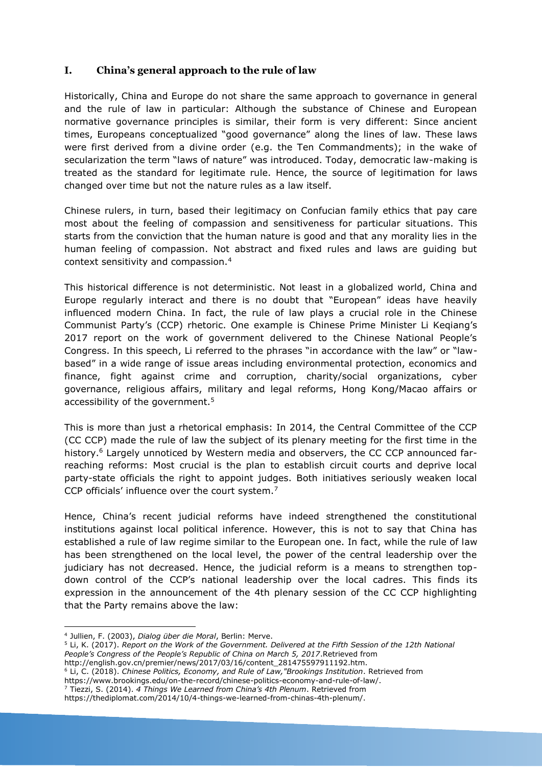## I. China's general approach to the rule of law

Historically, China and Europe do not share the same approach to governance in general and the rule of law in particular: Although the substance of Chinese and European normative governance principles is similar, their form is very different: Since ancient times, Europeans conceptualized "good governance" along the lines of law. These laws were first derived from a divine order (e.g. the Ten Commandments); in the wake of secularization the term "laws of nature" was introduced. Today, democratic law-making is treated as the standard for legitimate rule. Hence, the source of legitimation for laws changed over time but not the nature rules as a law itself.

Chinese rulers, in turn, based their legitimacy on Confucian family ethics that pay care most about the feeling of compassion and sensitiveness for particular situations. This starts from the conviction that the human nature is good and that any morality lies in the human feeling of compassion. Not abstract and fixed rules and laws are guiding but context sensitivity and compassion.[4]

This historical difference is not deterministic. Not least in a globalized world, China and Europe regularly interact and there is no doubt that "European" ideas have heavily influenced modern China. In fact, the rule of law plays a crucial role in the Chinese Communist Party's (CCP) rhetoric. One example is Chinese Prime Minister Li Keqiang's 2017 report on the work of government delivered to the Chinese National People's Congress. In this speech, Li referred to the phrases "in accordance with the law" or "law-based" in a wide range of issue areas including environmental protection, economics and finance, fight against crime and corruption, charity/social organizations, cyber governance, religious affairs, military and legal reforms, Hong Kong/Macao affairs or accessibility of the government.[5]

This is more than just a rhetorical emphasis: In 2014, the Central Committee of the CCP (CC CCP) made the rule of law the subject of its plenary meeting for the first time in the history.[6] Largely unnoticed by Western media and observers, the CC CCP announced far-reaching reforms: Most crucial is the plan to establish circuit courts and deprive local party-state officials the right to appoint judges. Both initiatives seriously weaken local CCP officials' influence over the court system.[7]

Hence, China's recent judicial reforms have indeed strengthened the constitutional institutions against local political inference. However, this is not to say that China has established a rule of law regime similar to the European one. In fact, while the rule of law has been strengthened on the local level, the power of the central leadership over the judiciary has not decreased. Hence, the judicial reform is a means to strengthen top-down control of the CCP's national leadership over the local cadres. This finds its expression in the announcement of the 4th plenary session of the CC CCP highlighting that the Party remains above the law:

---

[4] Jullien, F. (2003), *Dialog über die Moral*, Berlin: Merve.

[5] Li, K. (2017). *Report on the Work of the Government. Delivered at the Fifth Session of the 12th National People's Congress of the People's Republic of China on March 5, 2017*.Retrieved from http://english.gov.cn/premier/news/2017/03/16/content_281475597911192.htm.

[6] Li, C. (2018). *Chinese Politics, Economy, and Rule of Law,"Brookings Institution*. Retrieved from https://www.brookings.edu/on-the-record/chinese-politics-economy-and-rule-of-law/.

[7] Tiezzi, S. (2014). *4 Things We Learned from China's 4th Plenum*. Retrieved from https://thediplomat.com/2014/10/4-things-we-learned-from-chinas-4th-plenum/.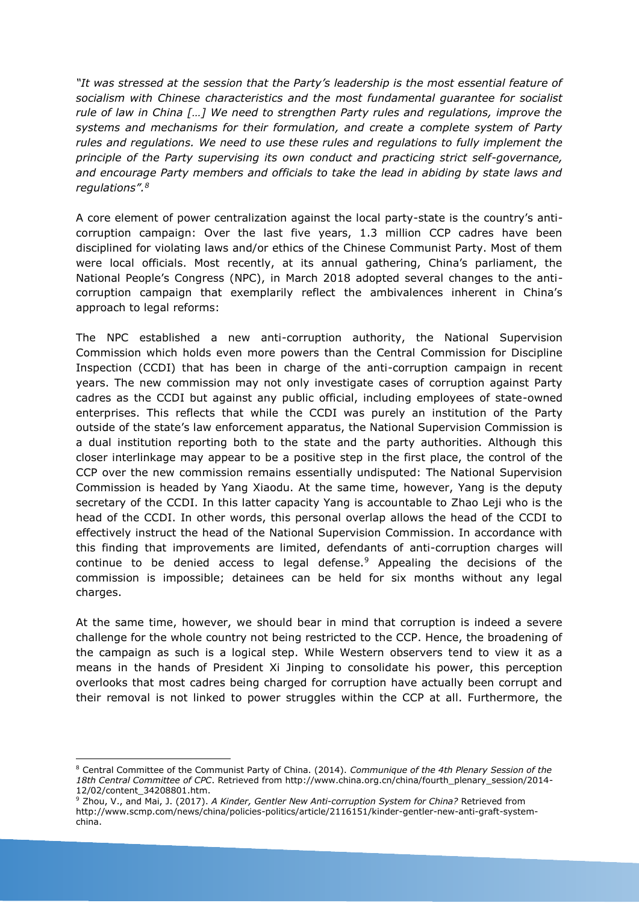*"It was stressed at the session that the Party's leadership is the most essential feature of socialism with Chinese characteristics and the most fundamental guarantee for socialist rule of law in China […] We need to strengthen Party rules and regulations, improve the systems and mechanisms for their formulation, and create a complete system of Party rules and regulations. We need to use these rules and regulations to fully implement the principle of the Party supervising its own conduct and practicing strict self-governance, and encourage Party members and officials to take the lead in abiding by state laws and regulations".*[8]

A core element of power centralization against the local party-state is the country's anti-corruption campaign: Over the last five years, 1.3 million CCP cadres have been disciplined for violating laws and/or ethics of the Chinese Communist Party. Most of them were local officials. Most recently, at its annual gathering, China's parliament, the National People's Congress (NPC), in March 2018 adopted several changes to the anti-corruption campaign that exemplarily reflect the ambivalences inherent in China's approach to legal reforms:

The NPC established a new anti-corruption authority, the National Supervision Commission which holds even more powers than the Central Commission for Discipline Inspection (CCDI) that has been in charge of the anti-corruption campaign in recent years. The new commission may not only investigate cases of corruption against Party cadres as the CCDI but against any public official, including employees of state-owned enterprises. This reflects that while the CCDI was purely an institution of the Party outside of the state's law enforcement apparatus, the National Supervision Commission is a dual institution reporting both to the state and the party authorities. Although this closer interlinkage may appear to be a positive step in the first place, the control of the CCP over the new commission remains essentially undisputed: The National Supervision Commission is headed by Yang Xiaodu. At the same time, however, Yang is the deputy secretary of the CCDI. In this latter capacity Yang is accountable to Zhao Leji who is the head of the CCDI. In other words, this personal overlap allows the head of the CCDI to effectively instruct the head of the National Supervision Commission. In accordance with this finding that improvements are limited, defendants of anti-corruption charges will continue to be denied access to legal defense.[9] Appealing the decisions of the commission is impossible; detainees can be held for six months without any legal charges.

At the same time, however, we should bear in mind that corruption is indeed a severe challenge for the whole country not being restricted to the CCP. Hence, the broadening of the campaign as such is a logical step. While Western observers tend to view it as a means in the hands of President Xi Jinping to consolidate his power, this perception overlooks that most cadres being charged for corruption have actually been corrupt and their removal is not linked to power struggles within the CCP at all. Furthermore, the

---

[8] Central Committee of the Communist Party of China. (2014). *Communique of the 4th Plenary Session of the 18th Central Committee of CPC.* Retrieved from http://www.china.org.cn/china/fourth_plenary_session/2014-12/02/content_34208801.htm.

[9] Zhou, V., and Mai, J. (2017). *A Kinder, Gentler New Anti-corruption System for China?* Retrieved from http://www.scmp.com/news/china/policies-politics/article/2116151/kinder-gentler-new-anti-graft-system-china.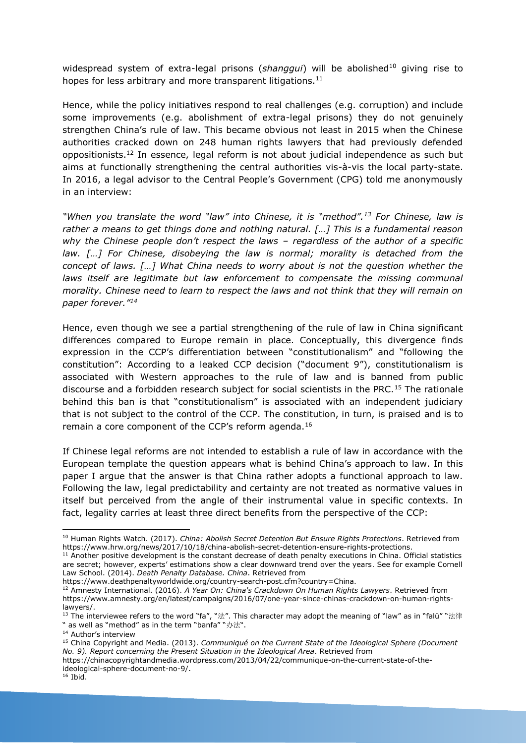widespread system of extra-legal prisons (*shanggui*) will be abolished[10] giving rise to hopes for less arbitrary and more transparent litigations.[11]

Hence, while the policy initiatives respond to real challenges (e.g. corruption) and include some improvements (e.g. abolishment of extra-legal prisons) they do not genuinely strengthen China's rule of law. This became obvious not least in 2015 when the Chinese authorities cracked down on 248 human rights lawyers that had previously defended oppositionists.[12] In essence, legal reform is not about judicial independence as such but aims at functionally strengthening the central authorities vis-à-vis the local party-state. In 2016, a legal advisor to the Central People's Government (CPG) told me anonymously in an interview:

*"When you translate the word "law" into Chinese, it is "method".[13] For Chinese, law is rather a means to get things done and nothing natural. […] This is a fundamental reason why the Chinese people don't respect the laws – regardless of the author of a specific law. […] For Chinese, disobeying the law is normal; morality is detached from the concept of laws. […] What China needs to worry about is not the question whether the laws itself are legitimate but law enforcement to compensate the missing communal morality. Chinese need to learn to respect the laws and not think that they will remain on paper forever."[14]*

Hence, even though we see a partial strengthening of the rule of law in China significant differences compared to Europe remain in place. Conceptually, this divergence finds expression in the CCP's differentiation between "constitutionalism" and "following the constitution": According to a leaked CCP decision ("document 9"), constitutionalism is associated with Western approaches to the rule of law and is banned from public discourse and a forbidden research subject for social scientists in the PRC.[15] The rationale behind this ban is that "constitutionalism" is associated with an independent judiciary that is not subject to the control of the CCP. The constitution, in turn, is praised and is to remain a core component of the CCP's reform agenda.[16]

If Chinese legal reforms are not intended to establish a rule of law in accordance with the European template the question appears what is behind China's approach to law. In this paper I argue that the answer is that China rather adopts a functional approach to law. Following the law, legal predictability and certainty are not treated as normative values in itself but perceived from the angle of their instrumental value in specific contexts. In fact, legality carries at least three direct benefits from the perspective of the CCP:

---

[10] Human Rights Watch. (2017). *China: Abolish Secret Detention But Ensure Rights Protections*. Retrieved from https://www.hrw.org/news/2017/10/18/china-abolish-secret-detention-ensure-rights-protections.

[11] Another positive development is the constant decrease of death penalty executions in China. Official statistics are secret; however, experts' estimations show a clear downward trend over the years. See for example Cornell Law School. (2014). *Death Penalty Database. China*. Retrieved from https://www.deathpenaltyworldwide.org/country-search-post.cfm?country=China.

[12] Amnesty International. (2016). *A Year On: China's Crackdown On Human Rights Lawyers*. Retrieved from https://www.amnesty.org/en/latest/campaigns/2016/07/one-year-since-chinas-crackdown-on-human-rights-lawyers/.

[13] The interviewee refers to the word "fa", "法". This character may adopt the meaning of "law" as in "falü" "法律" as well as "method" as in the term "banfa" "办法".

[14] Author's interview

[15] China Copyright and Media. (2013). *Communiqué on the Current State of the Ideological Sphere (Document No. 9). Report concerning the Present Situation in the Ideological Area*. Retrieved from https://chinacopyrightandmedia.wordpress.com/2013/04/22/communique-on-the-current-state-of-the-ideological-sphere-document-no-9/.

[16] Ibid.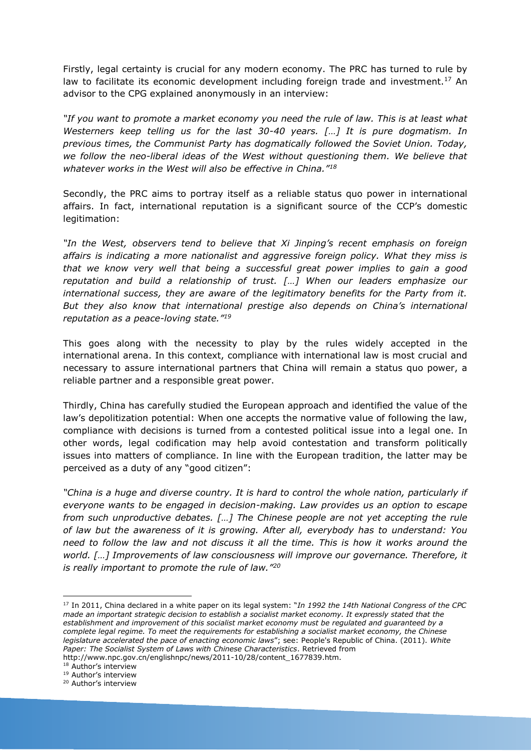Firstly, legal certainty is crucial for any modern economy. The PRC has turned to rule by law to facilitate its economic development including foreign trade and investment.[17] An advisor to the CPG explained anonymously in an interview:

*"If you want to promote a market economy you need the rule of law. This is at least what Westerners keep telling us for the last 30-40 years. […] It is pure dogmatism. In previous times, the Communist Party has dogmatically followed the Soviet Union. Today, we follow the neo-liberal ideas of the West without questioning them. We believe that whatever works in the West will also be effective in China."*[18]

Secondly, the PRC aims to portray itself as a reliable status quo power in international affairs. In fact, international reputation is a significant source of the CCP's domestic legitimation:

*"In the West, observers tend to believe that Xi Jinping's recent emphasis on foreign affairs is indicating a more nationalist and aggressive foreign policy. What they miss is that we know very well that being a successful great power implies to gain a good reputation and build a relationship of trust. […] When our leaders emphasize our international success, they are aware of the legitimatory benefits for the Party from it. But they also know that international prestige also depends on China's international reputation as a peace-loving state."*[19]

This goes along with the necessity to play by the rules widely accepted in the international arena. In this context, compliance with international law is most crucial and necessary to assure international partners that China will remain a status quo power, a reliable partner and a responsible great power.

Thirdly, China has carefully studied the European approach and identified the value of the law's depolitization potential: When one accepts the normative value of following the law, compliance with decisions is turned from a contested political issue into a legal one. In other words, legal codification may help avoid contestation and transform politically issues into matters of compliance. In line with the European tradition, the latter may be perceived as a duty of any "good citizen":

*"China is a huge and diverse country. It is hard to control the whole nation, particularly if everyone wants to be engaged in decision-making. Law provides us an option to escape from such unproductive debates. […] The Chinese people are not yet accepting the rule of law but the awareness of it is growing. After all, everybody has to understand: You need to follow the law and not discuss it all the time. This is how it works around the world. […] Improvements of law consciousness will improve our governance. Therefore, it is really important to promote the rule of law."*[20]

---

[17] In 2011, China declared in a white paper on its legal system: "*In 1992 the 14th National Congress of the CPC made an important strategic decision to establish a socialist market economy. It expressly stated that the establishment and improvement of this socialist market economy must be regulated and guaranteed by a complete legal regime. To meet the requirements for establishing a socialist market economy, the Chinese legislature accelerated the pace of enacting economic laws*"; see: People's Republic of China. (2011). *White Paper: The Socialist System of Laws with Chinese Characteristics*. Retrieved from http://www.npc.gov.cn/englishnpc/news/2011-10/28/content_1677839.htm.

[18] Author's interview

[19] Author's interview

[20] Author's interview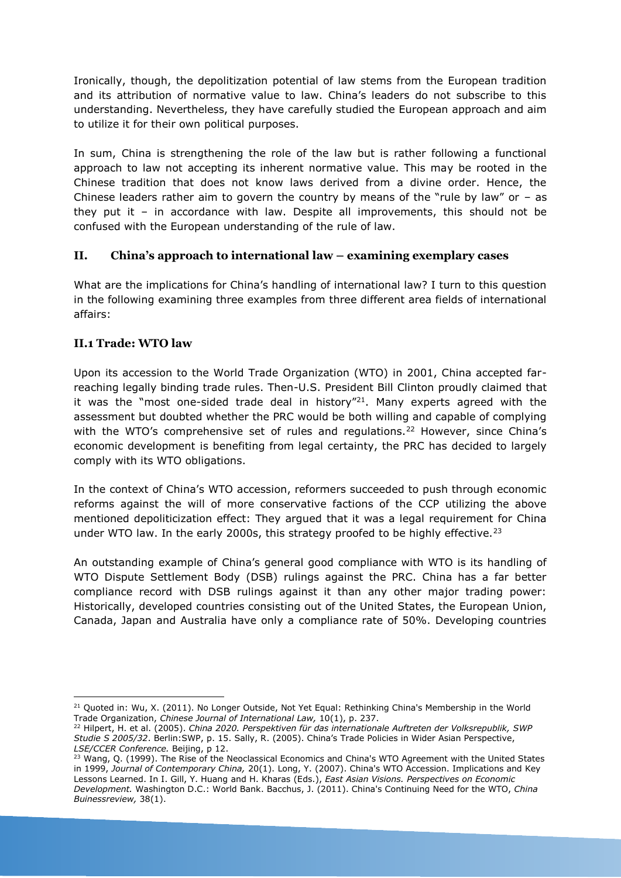Ironically, though, the depolitization potential of law stems from the European tradition and its attribution of normative value to law. China's leaders do not subscribe to this understanding. Nevertheless, they have carefully studied the European approach and aim to utilize it for their own political purposes.

In sum, China is strengthening the role of the law but is rather following a functional approach to law not accepting its inherent normative value. This may be rooted in the Chinese tradition that does not know laws derived from a divine order. Hence, the Chinese leaders rather aim to govern the country by means of the "rule by law" or – as they put it – in accordance with law. Despite all improvements, this should not be confused with the European understanding of the rule of law.

## II. China's approach to international law – examining exemplary cases

What are the implications for China's handling of international law? I turn to this question in the following examining three examples from three different area fields of international affairs:

### II.1 Trade: WTO law

Upon its accession to the World Trade Organization (WTO) in 2001, China accepted far-reaching legally binding trade rules. Then-U.S. President Bill Clinton proudly claimed that it was the "most one-sided trade deal in history"[21]. Many experts agreed with the assessment but doubted whether the PRC would be both willing and capable of complying with the WTO's comprehensive set of rules and regulations.[22] However, since China's economic development is benefiting from legal certainty, the PRC has decided to largely comply with its WTO obligations.

In the context of China's WTO accession, reformers succeeded to push through economic reforms against the will of more conservative factions of the CCP utilizing the above mentioned depoliticization effect: They argued that it was a legal requirement for China under WTO law. In the early 2000s, this strategy proofed to be highly effective.[23]

An outstanding example of China's general good compliance with WTO is its handling of WTO Dispute Settlement Body (DSB) rulings against the PRC. China has a far better compliance record with DSB rulings against it than any other major trading power: Historically, developed countries consisting out of the United States, the European Union, Canada, Japan and Australia have only a compliance rate of 50%. Developing countries

---

[21] Quoted in: Wu, X. (2011). No Longer Outside, Not Yet Equal: Rethinking China's Membership in the World Trade Organization, *Chinese Journal of International Law,* 10(1), p. 237.

[22] Hilpert, H. et al. (2005). *China 2020. Perspektiven für das internationale Auftreten der Volksrepublik, SWP Studie S 2005/32*. Berlin:SWP, p. 15. Sally, R. (2005). China's Trade Policies in Wider Asian Perspective, *LSE/CCER Conference.* Beijing, p 12.

[23] Wang, Q. (1999). The Rise of the Neoclassical Economics and China's WTO Agreement with the United States in 1999, *Journal of Contemporary China,* 20(1). Long, Y. (2007). China's WTO Accession. Implications and Key Lessons Learned. In I. Gill, Y. Huang and H. Kharas (Eds.), *East Asian Visions. Perspectives on Economic Development.* Washington D.C.: World Bank. Bacchus, J. (2011). China's Continuing Need for the WTO, *China Buinessreview,* 38(1).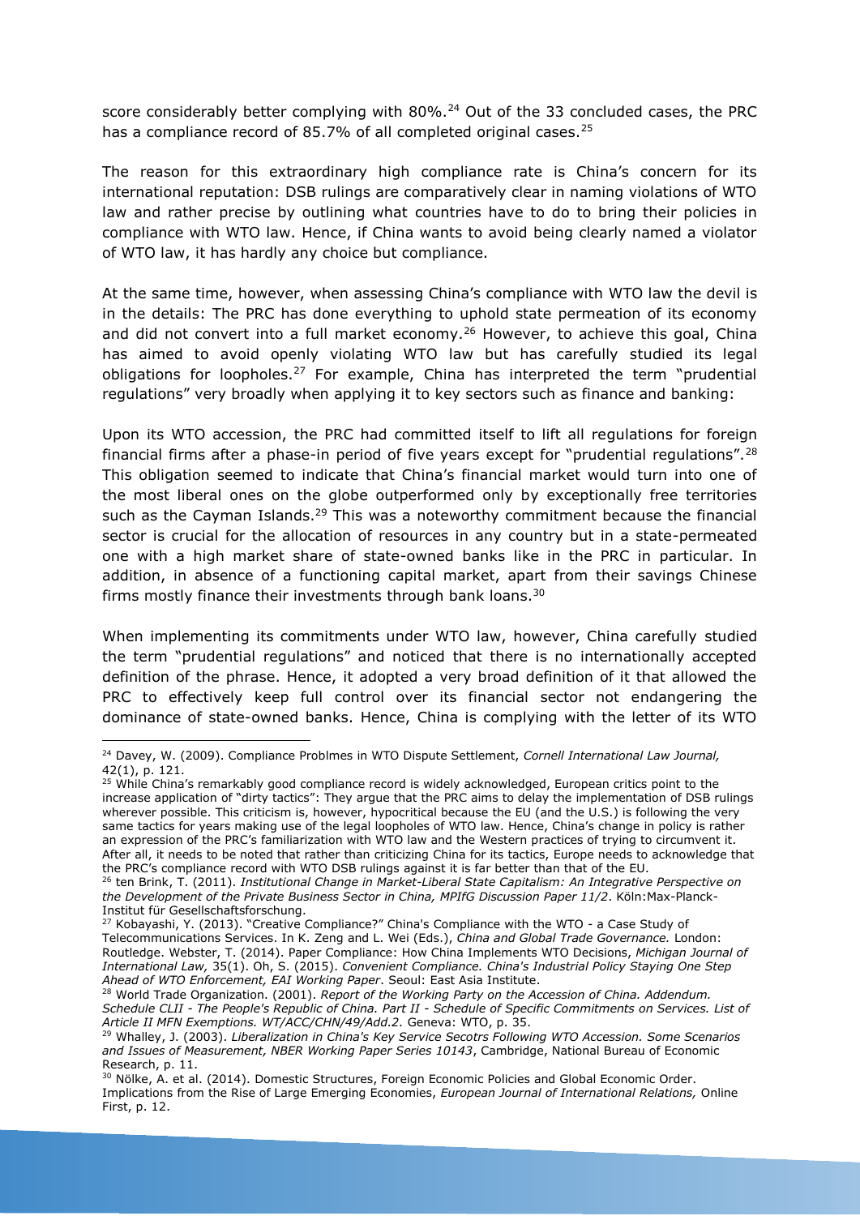score considerably better complying with 80%.[24] Out of the 33 concluded cases, the PRC has a compliance record of 85.7% of all completed original cases.[25]

The reason for this extraordinary high compliance rate is China's concern for its international reputation: DSB rulings are comparatively clear in naming violations of WTO law and rather precise by outlining what countries have to do to bring their policies in compliance with WTO law. Hence, if China wants to avoid being clearly named a violator of WTO law, it has hardly any choice but compliance.

At the same time, however, when assessing China's compliance with WTO law the devil is in the details: The PRC has done everything to uphold state permeation of its economy and did not convert into a full market economy.[26] However, to achieve this goal, China has aimed to avoid openly violating WTO law but has carefully studied its legal obligations for loopholes.[27] For example, China has interpreted the term "prudential regulations" very broadly when applying it to key sectors such as finance and banking:

Upon its WTO accession, the PRC had committed itself to lift all regulations for foreign financial firms after a phase-in period of five years except for "prudential regulations".[28] This obligation seemed to indicate that China's financial market would turn into one of the most liberal ones on the globe outperformed only by exceptionally free territories such as the Cayman Islands.[29] This was a noteworthy commitment because the financial sector is crucial for the allocation of resources in any country but in a state-permeated one with a high market share of state-owned banks like in the PRC in particular. In addition, in absence of a functioning capital market, apart from their savings Chinese firms mostly finance their investments through bank loans.[30]

When implementing its commitments under WTO law, however, China carefully studied the term "prudential regulations" and noticed that there is no internationally accepted definition of the phrase. Hence, it adopted a very broad definition of it that allowed the PRC to effectively keep full control over its financial sector not endangering the dominance of state-owned banks. Hence, China is complying with the letter of its WTO

---

[24] Davey, W. (2009). Compliance Problmes in WTO Dispute Settlement, *Cornell International Law Journal,* 42(1), p. 121.

[25] While China's remarkably good compliance record is widely acknowledged, European critics point to the increase application of "dirty tactics": They argue that the PRC aims to delay the implementation of DSB rulings wherever possible. This criticism is, however, hypocritical because the EU (and the U.S.) is following the very same tactics for years making use of the legal loopholes of WTO law. Hence, China's change in policy is rather an expression of the PRC's familiarization with WTO law and the Western practices of trying to circumvent it. After all, it needs to be noted that rather than criticizing China for its tactics, Europe needs to acknowledge that the PRC's compliance record with WTO DSB rulings against it is far better than that of the EU.

[26] ten Brink, T. (2011). *Institutional Change in Market-Liberal State Capitalism: An Integrative Perspective on the Development of the Private Business Sector in China, MPIfG Discussion Paper 11/2*. Köln:Max-Planck-Institut für Gesellschaftsforschung.

[27] Kobayashi, Y. (2013). "Creative Compliance?" China's Compliance with the WTO - a Case Study of Telecommunications Services. In K. Zeng and L. Wei (Eds.), *China and Global Trade Governance.* London: Routledge. Webster, T. (2014). Paper Compliance: How China Implements WTO Decisions, *Michigan Journal of International Law,* 35(1). Oh, S. (2015). *Convenient Compliance. China's Industrial Policy Staying One Step Ahead of WTO Enforcement, EAI Working Paper*. Seoul: East Asia Institute.

[28] World Trade Organization. (2001). *Report of the Working Party on the Accession of China. Addendum. Schedule CLII - The People's Republic of China. Part II - Schedule of Specific Commitments on Services. List of Article II MFN Exemptions. WT/ACC/CHN/49/Add.2.* Geneva: WTO, p. 35.

[29] Whalley, J. (2003). *Liberalization in China's Key Service Secotrs Following WTO Accession. Some Scenarios and Issues of Measurement, NBER Working Paper Series 10143*, Cambridge, National Bureau of Economic Research, p. 11.

[30] Nölke, A. et al. (2014). Domestic Structures, Foreign Economic Policies and Global Economic Order. Implications from the Rise of Large Emerging Economies, *European Journal of International Relations,* Online First, p. 12.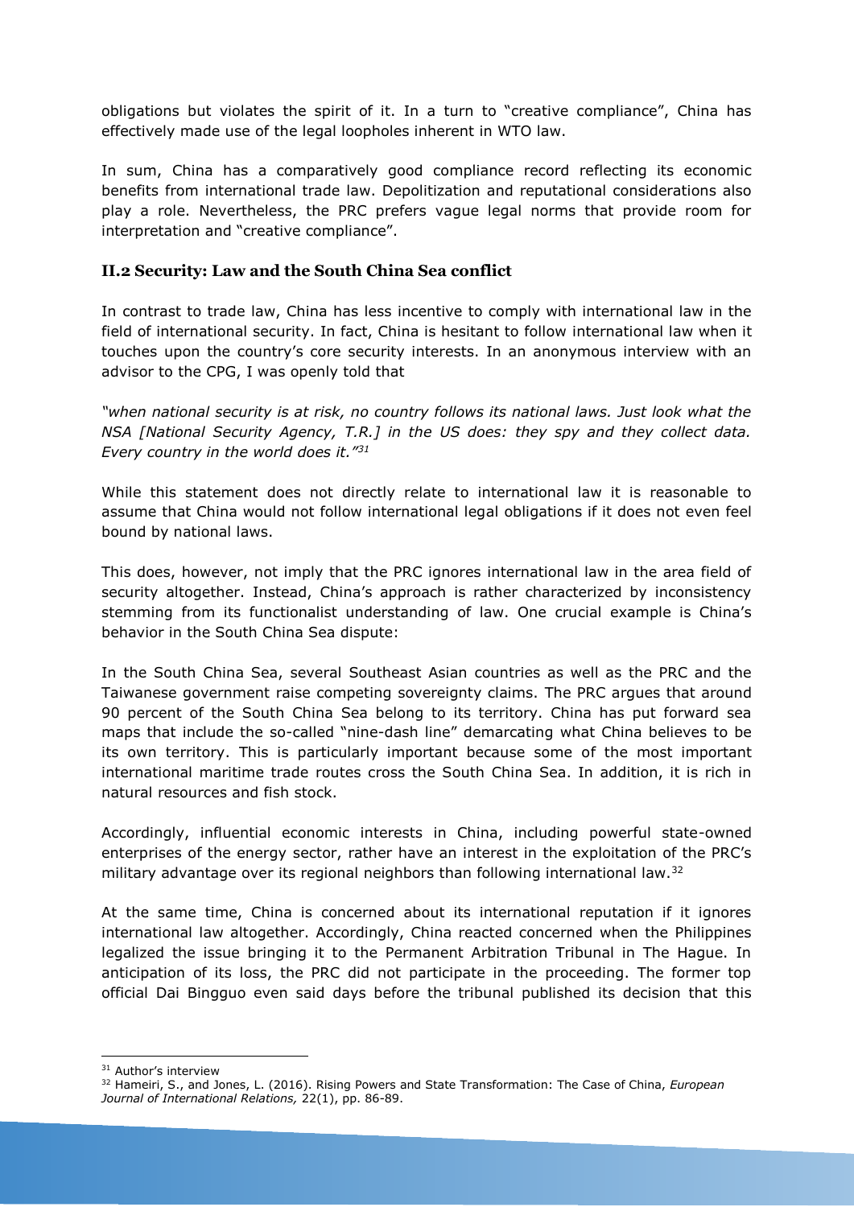obligations but violates the spirit of it. In a turn to "creative compliance", China has effectively made use of the legal loopholes inherent in WTO law.

In sum, China has a comparatively good compliance record reflecting its economic benefits from international trade law. Depolitization and reputational considerations also play a role. Nevertheless, the PRC prefers vague legal norms that provide room for interpretation and "creative compliance".

### II.2 Security: Law and the South China Sea conflict

In contrast to trade law, China has less incentive to comply with international law in the field of international security. In fact, China is hesitant to follow international law when it touches upon the country's core security interests. In an anonymous interview with an advisor to the CPG, I was openly told that

*"when national security is at risk, no country follows its national laws. Just look what the NSA [National Security Agency, T.R.] in the US does: they spy and they collect data. Every country in the world does it."*[31]

While this statement does not directly relate to international law it is reasonable to assume that China would not follow international legal obligations if it does not even feel bound by national laws.

This does, however, not imply that the PRC ignores international law in the area field of security altogether. Instead, China's approach is rather characterized by inconsistency stemming from its functionalist understanding of law. One crucial example is China's behavior in the South China Sea dispute:

In the South China Sea, several Southeast Asian countries as well as the PRC and the Taiwanese government raise competing sovereignty claims. The PRC argues that around 90 percent of the South China Sea belong to its territory. China has put forward sea maps that include the so-called "nine-dash line" demarcating what China believes to be its own territory. This is particularly important because some of the most important international maritime trade routes cross the South China Sea. In addition, it is rich in natural resources and fish stock.

Accordingly, influential economic interests in China, including powerful state-owned enterprises of the energy sector, rather have an interest in the exploitation of the PRC's military advantage over its regional neighbors than following international law.[32]

At the same time, China is concerned about its international reputation if it ignores international law altogether. Accordingly, China reacted concerned when the Philippines legalized the issue bringing it to the Permanent Arbitration Tribunal in The Hague. In anticipation of its loss, the PRC did not participate in the proceeding. The former top official Dai Bingguo even said days before the tribunal published its decision that this

---

[31] Author's interview

[32] Hameiri, S., and Jones, L. (2016). Rising Powers and State Transformation: The Case of China, *European Journal of International Relations,* 22(1), pp. 86-89.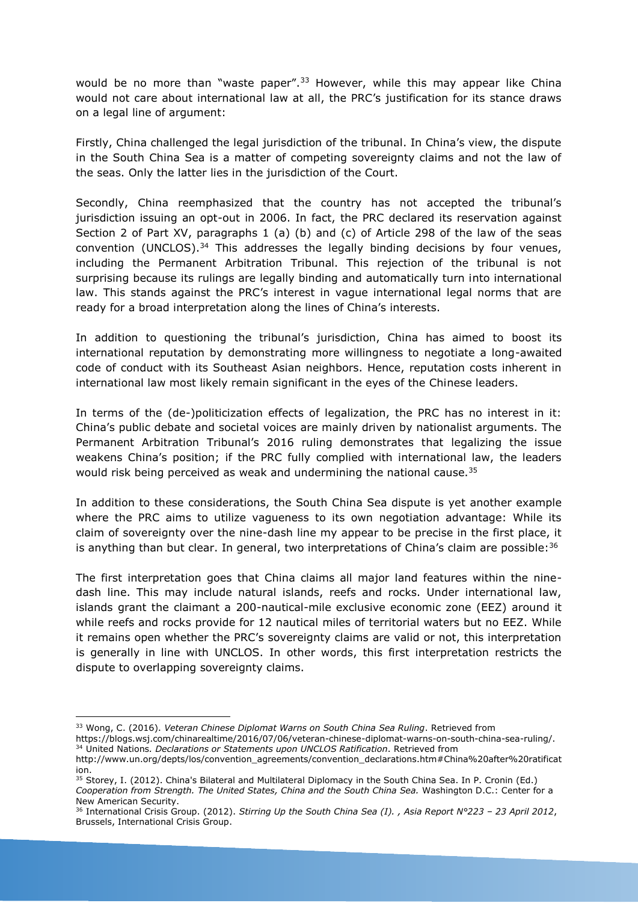would be no more than "waste paper".[33] However, while this may appear like China would not care about international law at all, the PRC's justification for its stance draws on a legal line of argument:

Firstly, China challenged the legal jurisdiction of the tribunal. In China's view, the dispute in the South China Sea is a matter of competing sovereignty claims and not the law of the seas. Only the latter lies in the jurisdiction of the Court.

Secondly, China reemphasized that the country has not accepted the tribunal's jurisdiction issuing an opt-out in 2006. In fact, the PRC declared its reservation against Section 2 of Part XV, paragraphs 1 (a) (b) and (c) of Article 298 of the law of the seas convention (UNCLOS).[34] This addresses the legally binding decisions by four venues, including the Permanent Arbitration Tribunal. This rejection of the tribunal is not surprising because its rulings are legally binding and automatically turn into international law. This stands against the PRC's interest in vague international legal norms that are ready for a broad interpretation along the lines of China's interests.

In addition to questioning the tribunal's jurisdiction, China has aimed to boost its international reputation by demonstrating more willingness to negotiate a long-awaited code of conduct with its Southeast Asian neighbors. Hence, reputation costs inherent in international law most likely remain significant in the eyes of the Chinese leaders.

In terms of the (de-)politicization effects of legalization, the PRC has no interest in it: China's public debate and societal voices are mainly driven by nationalist arguments. The Permanent Arbitration Tribunal's 2016 ruling demonstrates that legalizing the issue weakens China's position; if the PRC fully complied with international law, the leaders would risk being perceived as weak and undermining the national cause.[35]

In addition to these considerations, the South China Sea dispute is yet another example where the PRC aims to utilize vagueness to its own negotiation advantage: While its claim of sovereignty over the nine-dash line my appear to be precise in the first place, it is anything than but clear. In general, two interpretations of China's claim are possible:[36]

The first interpretation goes that China claims all major land features within the nine-dash line. This may include natural islands, reefs and rocks. Under international law, islands grant the claimant a 200-nautical-mile exclusive economic zone (EEZ) around it while reefs and rocks provide for 12 nautical miles of territorial waters but no EEZ. While it remains open whether the PRC's sovereignty claims are valid or not, this interpretation is generally in line with UNCLOS. In other words, this first interpretation restricts the dispute to overlapping sovereignty claims.

---

[33] Wong, C. (2016). *Veteran Chinese Diplomat Warns on South China Sea Ruling*. Retrieved from https://blogs.wsj.com/chinarealtime/2016/07/06/veteran-chinese-diplomat-warns-on-south-china-sea-ruling/.

[34] United Nations*. Declarations or Statements upon UNCLOS Ratification*. Retrieved from http://www.un.org/depts/los/convention_agreements/convention_declarations.htm#China%20after%20ratification.

[35] Storey, I. (2012). China's Bilateral and Multilateral Diplomacy in the South China Sea. In P. Cronin (Ed.) *Cooperation from Strength. The United States, China and the South China Sea.* Washington D.C.: Center for a New American Security.

[36] International Crisis Group. (2012). *Stirring Up the South China Sea (I). , Asia Report N°223 – 23 April 2012*, Brussels, International Crisis Group.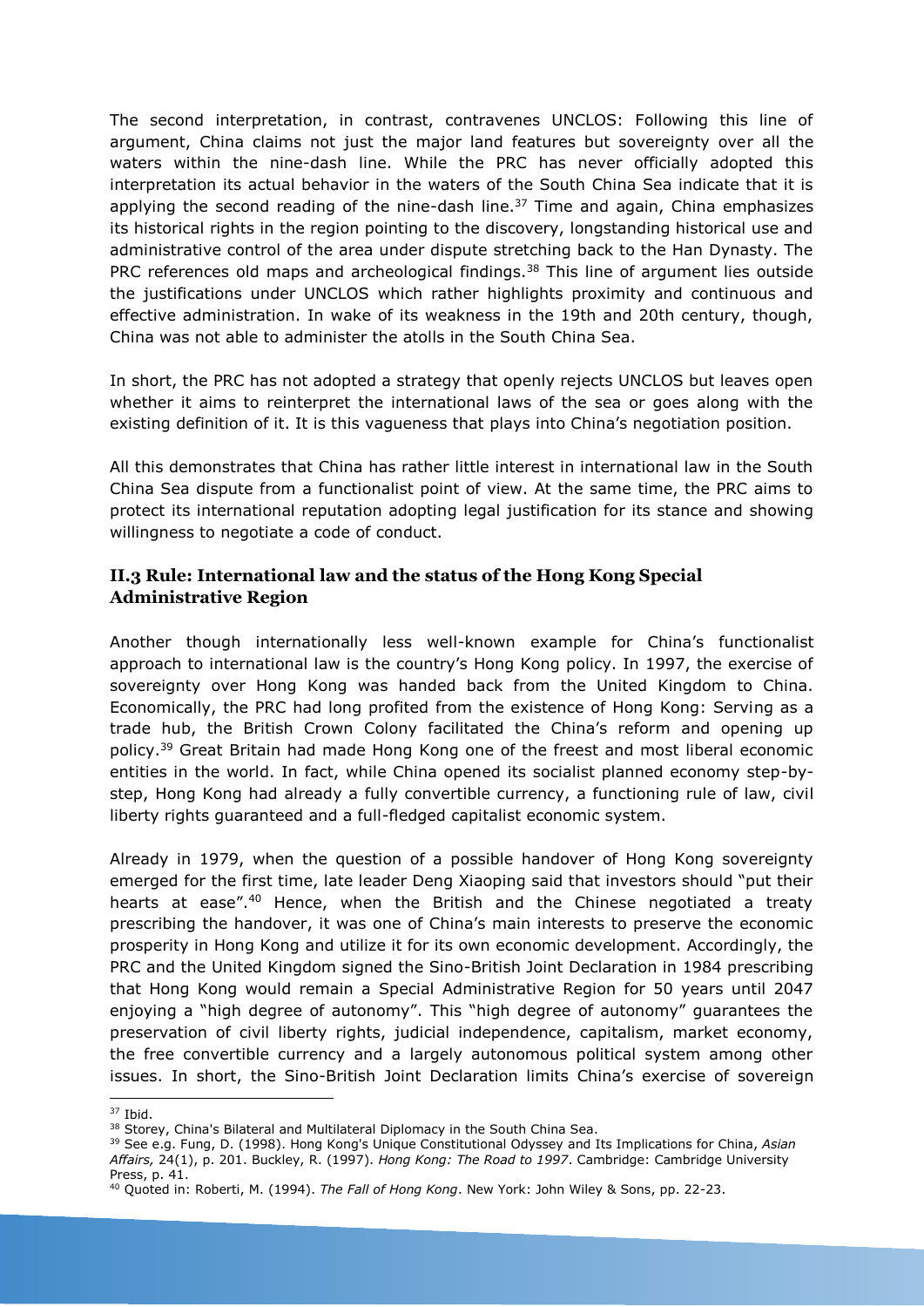The second interpretation, in contrast, contravenes UNCLOS: Following this line of argument, China claims not just the major land features but sovereignty over all the waters within the nine-dash line. While the PRC has never officially adopted this interpretation its actual behavior in the waters of the South China Sea indicate that it is applying the second reading of the nine-dash line.[37] Time and again, China emphasizes its historical rights in the region pointing to the discovery, longstanding historical use and administrative control of the area under dispute stretching back to the Han Dynasty. The PRC references old maps and archeological findings.[38] This line of argument lies outside the justifications under UNCLOS which rather highlights proximity and continuous and effective administration. In wake of its weakness in the 19th and 20th century, though, China was not able to administer the atolls in the South China Sea.

In short, the PRC has not adopted a strategy that openly rejects UNCLOS but leaves open whether it aims to reinterpret the international laws of the sea or goes along with the existing definition of it. It is this vagueness that plays into China's negotiation position.

All this demonstrates that China has rather little interest in international law in the South China Sea dispute from a functionalist point of view. At the same time, the PRC aims to protect its international reputation adopting legal justification for its stance and showing willingness to negotiate a code of conduct.

### II.3 Rule: International law and the status of the Hong Kong Special Administrative Region

Another though internationally less well-known example for China's functionalist approach to international law is the country's Hong Kong policy. In 1997, the exercise of sovereignty over Hong Kong was handed back from the United Kingdom to China. Economically, the PRC had long profited from the existence of Hong Kong: Serving as a trade hub, the British Crown Colony facilitated the China's reform and opening up policy.[39] Great Britain had made Hong Kong one of the freest and most liberal economic entities in the world. In fact, while China opened its socialist planned economy step-by-step, Hong Kong had already a fully convertible currency, a functioning rule of law, civil liberty rights guaranteed and a full-fledged capitalist economic system.

Already in 1979, when the question of a possible handover of Hong Kong sovereignty emerged for the first time, late leader Deng Xiaoping said that investors should "put their hearts at ease".[40] Hence, when the British and the Chinese negotiated a treaty prescribing the handover, it was one of China's main interests to preserve the economic prosperity in Hong Kong and utilize it for its own economic development. Accordingly, the PRC and the United Kingdom signed the Sino-British Joint Declaration in 1984 prescribing that Hong Kong would remain a Special Administrative Region for 50 years until 2047 enjoying a "high degree of autonomy". This "high degree of autonomy" guarantees the preservation of civil liberty rights, judicial independence, capitalism, market economy, the free convertible currency and a largely autonomous political system among other issues. In short, the Sino-British Joint Declaration limits China's exercise of sovereign

---

[37] Ibid.

[38] Storey, China's Bilateral and Multilateral Diplomacy in the South China Sea.

[39] See e.g. Fung, D. (1998). Hong Kong's Unique Constitutional Odyssey and Its Implications for China, *Asian Affairs,* 24(1), p. 201. Buckley, R. (1997). *Hong Kong: The Road to 1997*. Cambridge: Cambridge University Press, p. 41.

[40] Quoted in: Roberti, M. (1994). *The Fall of Hong Kong*. New York: John Wiley & Sons, pp. 22-23.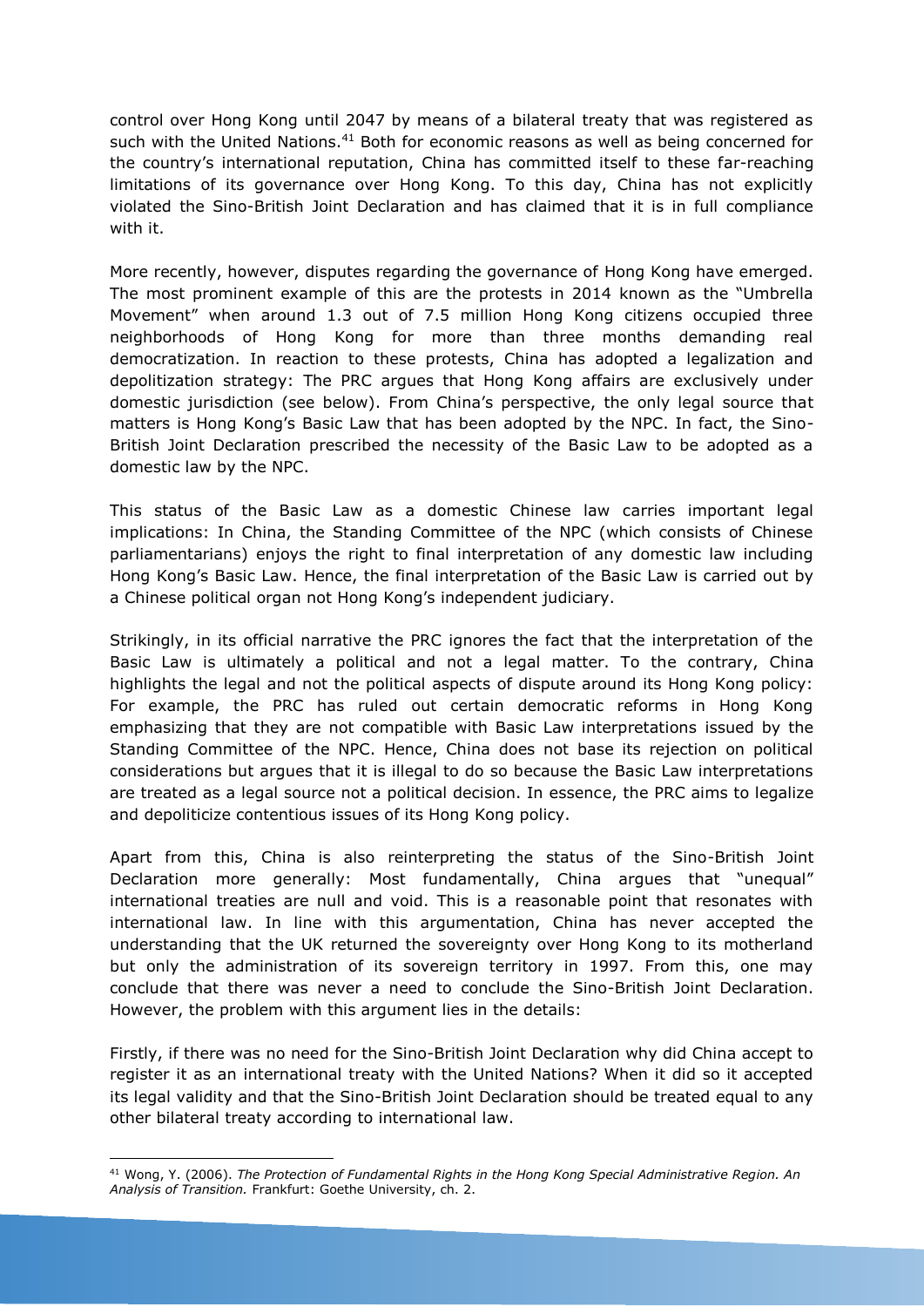control over Hong Kong until 2047 by means of a bilateral treaty that was registered as such with the United Nations.[41] Both for economic reasons as well as being concerned for the country's international reputation, China has committed itself to these far-reaching limitations of its governance over Hong Kong. To this day, China has not explicitly violated the Sino-British Joint Declaration and has claimed that it is in full compliance with it.

More recently, however, disputes regarding the governance of Hong Kong have emerged. The most prominent example of this are the protests in 2014 known as the "Umbrella Movement" when around 1.3 out of 7.5 million Hong Kong citizens occupied three neighborhoods of Hong Kong for more than three months demanding real democratization. In reaction to these protests, China has adopted a legalization and depolitization strategy: The PRC argues that Hong Kong affairs are exclusively under domestic jurisdiction (see below). From China's perspective, the only legal source that matters is Hong Kong's Basic Law that has been adopted by the NPC. In fact, the Sino-British Joint Declaration prescribed the necessity of the Basic Law to be adopted as a domestic law by the NPC.

This status of the Basic Law as a domestic Chinese law carries important legal implications: In China, the Standing Committee of the NPC (which consists of Chinese parliamentarians) enjoys the right to final interpretation of any domestic law including Hong Kong's Basic Law. Hence, the final interpretation of the Basic Law is carried out by a Chinese political organ not Hong Kong's independent judiciary.

Strikingly, in its official narrative the PRC ignores the fact that the interpretation of the Basic Law is ultimately a political and not a legal matter. To the contrary, China highlights the legal and not the political aspects of dispute around its Hong Kong policy: For example, the PRC has ruled out certain democratic reforms in Hong Kong emphasizing that they are not compatible with Basic Law interpretations issued by the Standing Committee of the NPC. Hence, China does not base its rejection on political considerations but argues that it is illegal to do so because the Basic Law interpretations are treated as a legal source not a political decision. In essence, the PRC aims to legalize and depoliticize contentious issues of its Hong Kong policy.

Apart from this, China is also reinterpreting the status of the Sino-British Joint Declaration more generally: Most fundamentally, China argues that "unequal" international treaties are null and void. This is a reasonable point that resonates with international law. In line with this argumentation, China has never accepted the understanding that the UK returned the sovereignty over Hong Kong to its motherland but only the administration of its sovereign territory in 1997. From this, one may conclude that there was never a need to conclude the Sino-British Joint Declaration. However, the problem with this argument lies in the details:

Firstly, if there was no need for the Sino-British Joint Declaration why did China accept to register it as an international treaty with the United Nations? When it did so it accepted its legal validity and that the Sino-British Joint Declaration should be treated equal to any other bilateral treaty according to international law.

---

[41] Wong, Y. (2006). *The Protection of Fundamental Rights in the Hong Kong Special Administrative Region. An Analysis of Transition.* Frankfurt: Goethe University, ch. 2.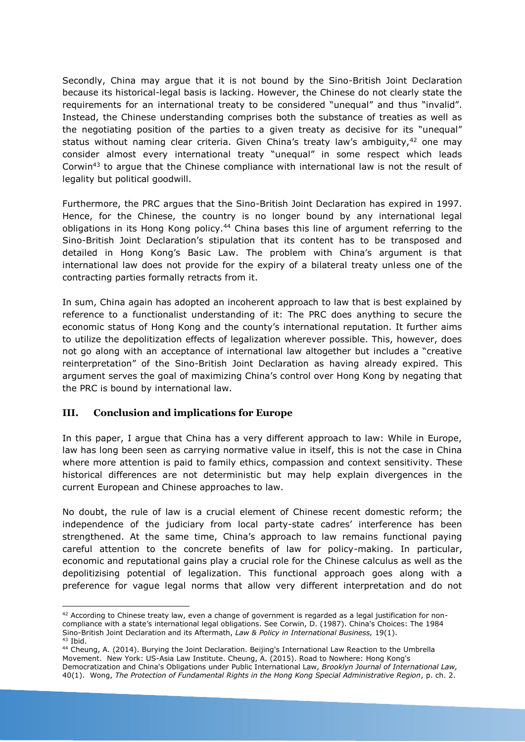Secondly, China may argue that it is not bound by the Sino-British Joint Declaration because its historical-legal basis is lacking. However, the Chinese do not clearly state the requirements for an international treaty to be considered "unequal" and thus "invalid". Instead, the Chinese understanding comprises both the substance of treaties as well as the negotiating position of the parties to a given treaty as decisive for its "unequal" status without naming clear criteria. Given China's treaty law's ambiguity,[42] one may consider almost every international treaty "unequal" in some respect which leads Corwin[43] to argue that the Chinese compliance with international law is not the result of legality but political goodwill.

Furthermore, the PRC argues that the Sino-British Joint Declaration has expired in 1997. Hence, for the Chinese, the country is no longer bound by any international legal obligations in its Hong Kong policy.[44] China bases this line of argument referring to the Sino-British Joint Declaration's stipulation that its content has to be transposed and detailed in Hong Kong's Basic Law. The problem with China's argument is that international law does not provide for the expiry of a bilateral treaty unless one of the contracting parties formally retracts from it.

In sum, China again has adopted an incoherent approach to law that is best explained by reference to a functionalist understanding of it: The PRC does anything to secure the economic status of Hong Kong and the county's international reputation. It further aims to utilize the depolitization effects of legalization wherever possible. This, however, does not go along with an acceptance of international law altogether but includes a "creative reinterpretation" of the Sino-British Joint Declaration as having already expired. This argument serves the goal of maximizing China's control over Hong Kong by negating that the PRC is bound by international law.

## III. Conclusion and implications for Europe

In this paper, I argue that China has a very different approach to law: While in Europe, law has long been seen as carrying normative value in itself, this is not the case in China where more attention is paid to family ethics, compassion and context sensitivity. These historical differences are not deterministic but may help explain divergences in the current European and Chinese approaches to law.

No doubt, the rule of law is a crucial element of Chinese recent domestic reform; the independence of the judiciary from local party-state cadres' interference has been strengthened. At the same time, China's approach to law remains functional paying careful attention to the concrete benefits of law for policy-making. In particular, economic and reputational gains play a crucial role for the Chinese calculus as well as the depolitizising potential of legalization. This functional approach goes along with a preference for vague legal norms that allow very different interpretation and do not

---

[42] According to Chinese treaty law, even a change of government is regarded as a legal justification for non-compliance with a state's international legal obligations. See Corwin, D. (1987). China's Choices: The 1984 Sino-British Joint Declaration and its Aftermath, *Law & Policy in International Business,* 19(1).

[43] Ibid.

[44] Cheung, A. (2014). Burying the Joint Declaration. Beijing's International Law Reaction to the Umbrella Movement. New York: US-Asia Law Institute. Cheung, A. (2015). Road to Nowhere: Hong Kong's Democratization and China's Obligations under Public International Law, *Brooklyn Journal of International Law,* 40(1). Wong, *The Protection of Fundamental Rights in the Hong Kong Special Administrative Region*, p. ch. 2.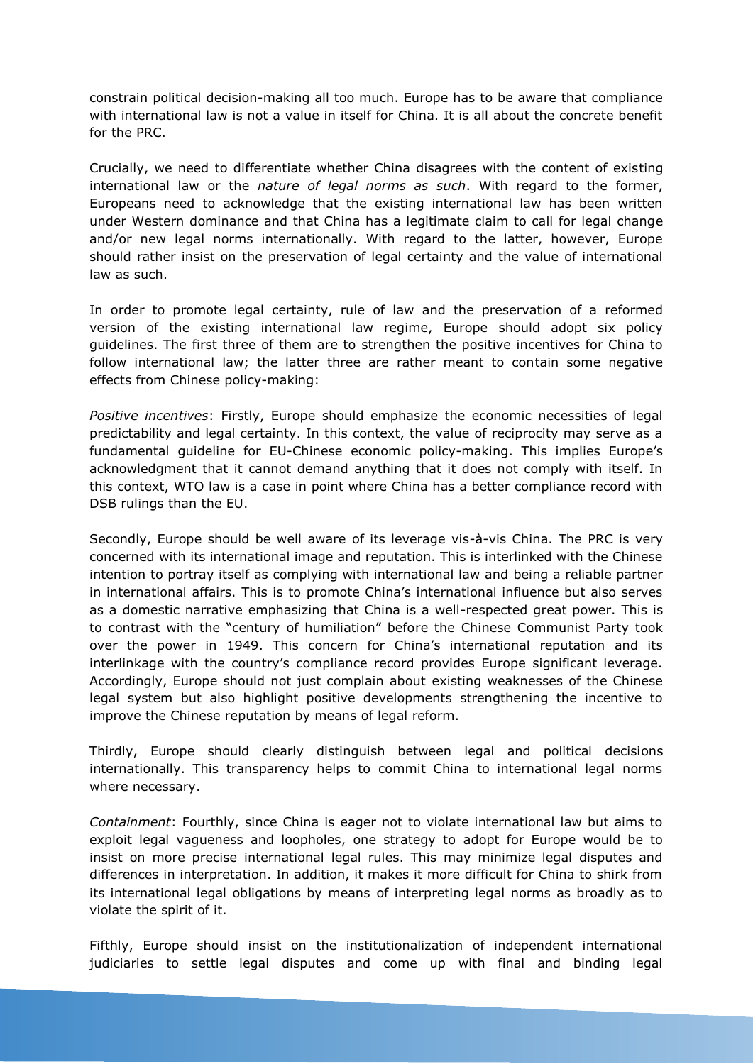constrain political decision-making all too much. Europe has to be aware that compliance with international law is not a value in itself for China. It is all about the concrete benefit for the PRC.

Crucially, we need to differentiate whether China disagrees with the content of existing international law or the *nature of legal norms as such*. With regard to the former, Europeans need to acknowledge that the existing international law has been written under Western dominance and that China has a legitimate claim to call for legal change and/or new legal norms internationally. With regard to the latter, however, Europe should rather insist on the preservation of legal certainty and the value of international law as such.

In order to promote legal certainty, rule of law and the preservation of a reformed version of the existing international law regime, Europe should adopt six policy guidelines. The first three of them are to strengthen the positive incentives for China to follow international law; the latter three are rather meant to contain some negative effects from Chinese policy-making:

*Positive incentives*: Firstly, Europe should emphasize the economic necessities of legal predictability and legal certainty. In this context, the value of reciprocity may serve as a fundamental guideline for EU-Chinese economic policy-making. This implies Europe's acknowledgment that it cannot demand anything that it does not comply with itself. In this context, WTO law is a case in point where China has a better compliance record with DSB rulings than the EU.

Secondly, Europe should be well aware of its leverage vis-à-vis China. The PRC is very concerned with its international image and reputation. This is interlinked with the Chinese intention to portray itself as complying with international law and being a reliable partner in international affairs. This is to promote China's international influence but also serves as a domestic narrative emphasizing that China is a well-respected great power. This is to contrast with the "century of humiliation" before the Chinese Communist Party took over the power in 1949. This concern for China's international reputation and its interlinkage with the country's compliance record provides Europe significant leverage. Accordingly, Europe should not just complain about existing weaknesses of the Chinese legal system but also highlight positive developments strengthening the incentive to improve the Chinese reputation by means of legal reform.

Thirdly, Europe should clearly distinguish between legal and political decisions internationally. This transparency helps to commit China to international legal norms where necessary.

*Containment*: Fourthly, since China is eager not to violate international law but aims to exploit legal vagueness and loopholes, one strategy to adopt for Europe would be to insist on more precise international legal rules. This may minimize legal disputes and differences in interpretation. In addition, it makes it more difficult for China to shirk from its international legal obligations by means of interpreting legal norms as broadly as to violate the spirit of it.

Fifthly, Europe should insist on the institutionalization of independent international judiciaries to settle legal disputes and come up with final and binding legal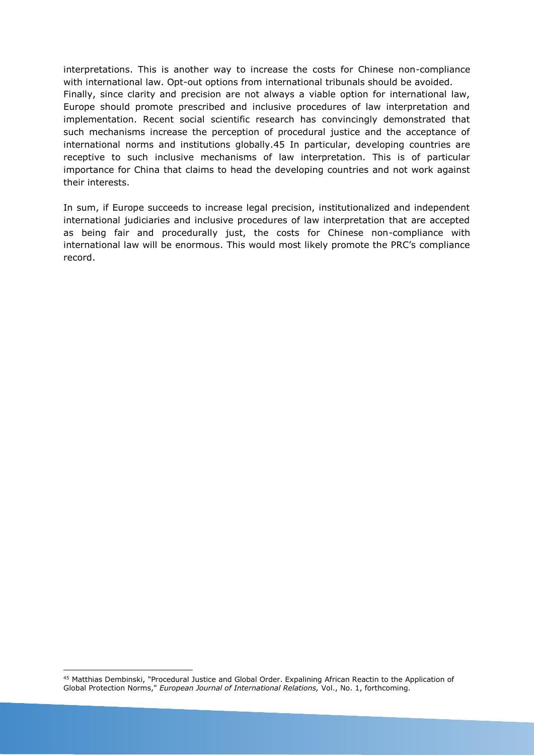interpretations. This is another way to increase the costs for Chinese non-compliance with international law. Opt-out options from international tribunals should be avoided.

Finally, since clarity and precision are not always a viable option for international law, Europe should promote prescribed and inclusive procedures of law interpretation and implementation. Recent social scientific research has convincingly demonstrated that such mechanisms increase the perception of procedural justice and the acceptance of international norms and institutions globally.45 In particular, developing countries are receptive to such inclusive mechanisms of law interpretation. This is of particular importance for China that claims to head the developing countries and not work against their interests.

In sum, if Europe succeeds to increase legal precision, institutionalized and independent international judiciaries and inclusive procedures of law interpretation that are accepted as being fair and procedurally just, the costs for Chinese non-compliance with international law will be enormous. This would most likely promote the PRC's compliance record.

[45] Matthias Dembinski, "Procedural Justice and Global Order. Expalining African Reactin to the Application of Global Protection Norms," *European Journal of International Relations,* Vol., No. 1, forthcoming.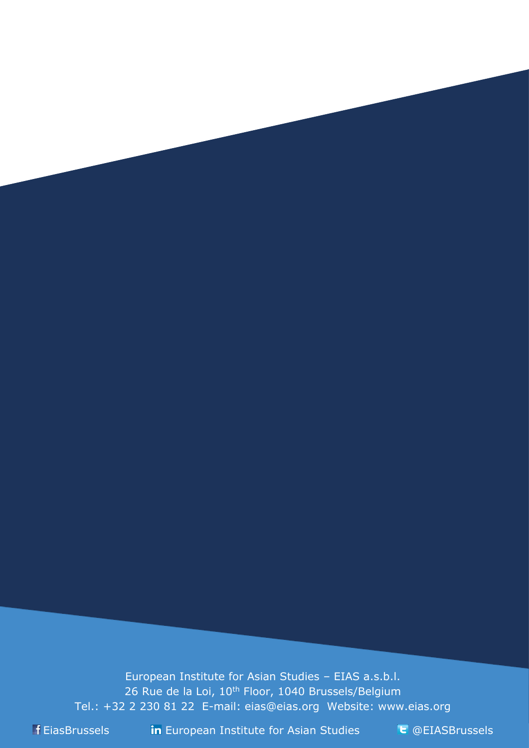European Institute for Asian Studies – EIAS a.s.b.l.
26 Rue de la Loi, 10th Floor, 1040 Brussels/Belgium
Tel.: +32 2 230 81 22 E-mail: eias@eias.org Website: www.eias.org

EiasBrussels European Institute for Asian Studies @EIASBrussels